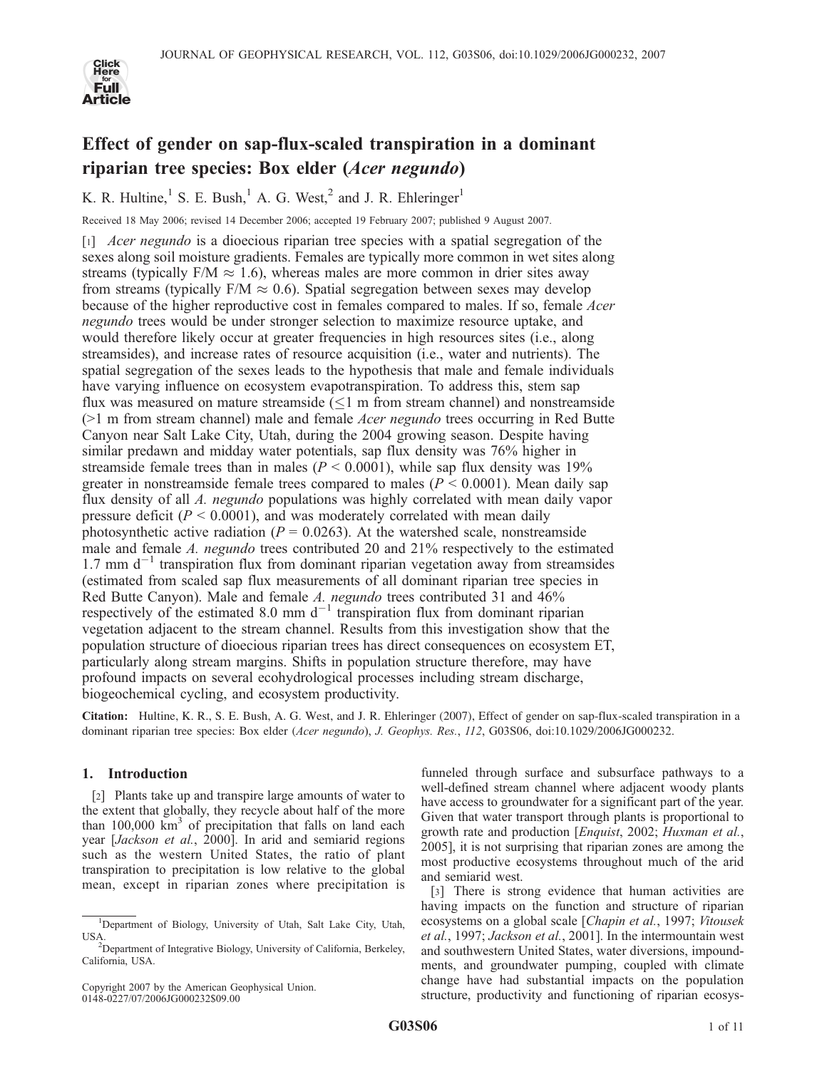# Effect of gender on sap-flux-scaled transpiration in a dominant riparian tree species: Box elder (*Acer negundo*)

K. R. Hultine,[1] S. E. Bush,[1] A. G. West,[2] and J. R. Ehleringer[1]

Received 18 May 2006; revised 14 December 2006; accepted 19 February 2007; published 9 August 2007.

[1] *Acer negundo* is a dioecious riparian tree species with a spatial segregation of the sexes along soil moisture gradients. Females are typically more common in wet sites along streams (typically F/M ≈ 1.6), whereas males are more common in drier sites away from streams (typically F/M ≈ 0.6). Spatial segregation between sexes may develop because of the higher reproductive cost in females compared to males. If so, female *Acer negundo* trees would be under stronger selection to maximize resource uptake, and would therefore likely occur at greater frequencies in high resources sites (i.e., along streamsides), and increase rates of resource acquisition (i.e., water and nutrients). The spatial segregation of the sexes leads to the hypothesis that male and female individuals have varying influence on ecosystem evapotranspiration. To address this, stem sap flux was measured on mature streamside (≤1 m from stream channel) and nonstreamside (>1 m from stream channel) male and female *Acer negundo* trees occurring in Red Butte Canyon near Salt Lake City, Utah, during the 2004 growing season. Despite having similar predawn and midday water potentials, sap flux density was 76% higher in streamside female trees than in males ($P < 0.0001$), while sap flux density was 19% greater in nonstreamside female trees compared to males ($P < 0.0001$). Mean daily sap flux density of all *A. negundo* populations was highly correlated with mean daily vapor pressure deficit ($P < 0.0001$), and was moderately correlated with mean daily photosynthetic active radiation ($P = 0.0263$). At the watershed scale, nonstreamside male and female *A. negundo* trees contributed 20 and 21% respectively to the estimated 1.7 mm $d^{-1}$ transpiration flux from dominant riparian vegetation away from streamsides (estimated from scaled sap flux measurements of all dominant riparian tree species in Red Butte Canyon). Male and female *A. negundo* trees contributed 31 and 46% respectively of the estimated 8.0 mm $d^{-1}$ transpiration flux from dominant riparian vegetation adjacent to the stream channel. Results from this investigation show that the population structure of dioecious riparian trees has direct consequences on ecosystem ET, particularly along stream margins. Shifts in population structure therefore, may have profound impacts on several ecohydrological processes including stream discharge, biogeochemical cycling, and ecosystem productivity.

**Citation:** Hultine, K. R., S. E. Bush, A. G. West, and J. R. Ehleringer (2007), Effect of gender on sap-flux-scaled transpiration in a dominant riparian tree species: Box elder (*Acer negundo*), *J. Geophys. Res.*, *112*, G03S06, doi:10.1029/2006JG000232.

## 1. Introduction

[2] Plants take up and transpire large amounts of water to the extent that globally, they recycle about half of the more than 100,000 $km^3$ of precipitation that falls on land each year [*Jackson et al.*, 2000]. In arid and semiarid regions such as the western United States, the ratio of plant transpiration to precipitation is low relative to the global mean, except in riparian zones where precipitation is funneled through surface and subsurface pathways to a well-defined stream channel where adjacent woody plants have access to groundwater for a significant part of the year. Given that water transport through plants is proportional to growth rate and production [*Enquist*, 2002; *Huxman et al.*, 2005], it is not surprising that riparian zones are among the most productive ecosystems throughout much of the arid and semiarid west.

[3] There is strong evidence that human activities are having impacts on the function and structure of riparian ecosystems on a global scale [*Chapin et al.*, 1997; *Vitousek et al.*, 1997; *Jackson et al.*, 2001]. In the intermountain west and southwestern United States, water diversions, impoundments, and groundwater pumping, coupled with climate change have had substantial impacts on the population structure, productivity and functioning of riparian ecosys-

[1] Department of Biology, University of Utah, Salt Lake City, Utah, USA.

[2] Department of Integrative Biology, University of California, Berkeley, California, USA.

Copyright 2007 by the American Geophysical Union.
0148-0227/07/2006JG000232$09.00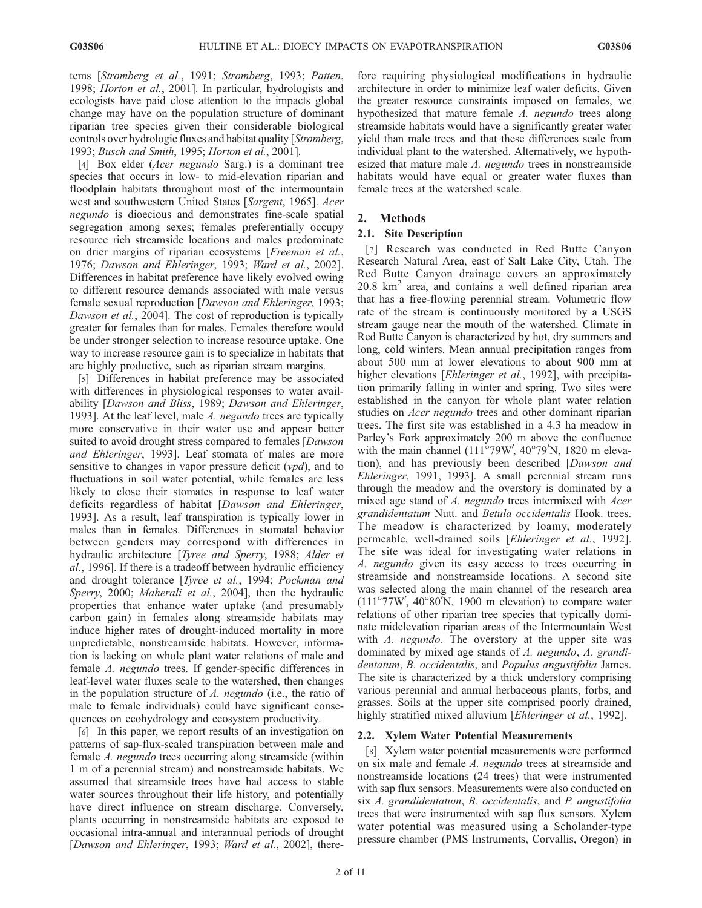tems [*Stromberg et al.*, 1991; *Stromberg*, 1993; *Patten*, 1998; *Horton et al.*, 2001]. In particular, hydrologists and ecologists have paid close attention to the impacts global change may have on the population structure of dominant riparian tree species given their considerable biological controls over hydrologic fluxes and habitat quality [*Stromberg*, 1993; *Busch and Smith*, 1995; *Horton et al.*, 2001].

[4] Box elder (*Acer negundo* Sarg.) is a dominant tree species that occurs in low- to mid-elevation riparian and floodplain habitats throughout most of the intermountain west and southwestern United States [*Sargent*, 1965]. *Acer negundo* is dioecious and demonstrates fine-scale spatial segregation among sexes; females preferentially occupy resource rich streamside locations and males predominate on drier margins of riparian ecosystems [*Freeman et al.*, 1976; *Dawson and Ehleringer*, 1993; *Ward et al.*, 2002]. Differences in habitat preference have likely evolved owing to different resource demands associated with male versus female sexual reproduction [*Dawson and Ehleringer*, 1993; *Dawson et al.*, 2004]. The cost of reproduction is typically greater for females than for males. Females therefore would be under stronger selection to increase resource uptake. One way to increase resource gain is to specialize in habitats that are highly productive, such as riparian stream margins.

[5] Differences in habitat preference may be associated with differences in physiological responses to water availability [*Dawson and Bliss*, 1989; *Dawson and Ehleringer*, 1993]. At the leaf level, male *A. negundo* trees are typically more conservative in their water use and appear better suited to avoid drought stress compared to females [*Dawson and Ehleringer*, 1993]. Leaf stomata of males are more sensitive to changes in vapor pressure deficit (*vpd*), and to fluctuations in soil water potential, while females are less likely to close their stomates in response to leaf water deficits regardless of habitat [*Dawson and Ehleringer*, 1993]. As a result, leaf transpiration is typically lower in males than in females. Differences in stomatal behavior between genders may correspond with differences in hydraulic architecture [*Tyree and Sperry*, 1988; *Alder et al.*, 1996]. If there is a tradeoff between hydraulic efficiency and drought tolerance [*Tyree et al.*, 1994; *Pockman and Sperry*, 2000; *Maherali et al.*, 2004], then the hydraulic properties that enhance water uptake (and presumably carbon gain) in females along streamside habitats may induce higher rates of drought-induced mortality in more unpredictable, nonstreamside habitats. However, information is lacking on whole plant water relations of male and female *A. negundo* trees. If gender-specific differences in leaf-level water fluxes scale to the watershed, then changes in the population structure of *A. negundo* (i.e., the ratio of male to female individuals) could have significant consequences on ecohydrology and ecosystem productivity.

[6] In this paper, we report results of an investigation on patterns of sap-flux-scaled transpiration between male and female *A. negundo* trees occurring along streamside (within 1 m of a perennial stream) and nonstreamside habitats. We assumed that streamside trees have had access to stable water sources throughout their life history, and potentially have direct influence on stream discharge. Conversely, plants occurring in nonstreamside habitats are exposed to occasional intra-annual and interannual periods of drought [*Dawson and Ehleringer*, 1993; *Ward et al.*, 2002], therefore requiring physiological modifications in hydraulic architecture in order to minimize leaf water deficits. Given the greater resource constraints imposed on females, we hypothesized that mature female *A. negundo* trees along streamside habitats would have a significantly greater water yield than male trees and that these differences scale from individual plant to the watershed. Alternatively, we hypothesized that mature male *A. negundo* trees in nonstreamside habitats would have equal or greater water fluxes than female trees at the watershed scale.

## 2. Methods

### 2.1. Site Description

[7] Research was conducted in Red Butte Canyon Research Natural Area, east of Salt Lake City, Utah. The Red Butte Canyon drainage covers an approximately 20.8 $km^2$ area, and contains a well defined riparian area that has a free-flowing perennial stream. Volumetric flow rate of the stream is continuously monitored by a USGS stream gauge near the mouth of the watershed. Climate in Red Butte Canyon is characterized by hot, dry summers and long, cold winters. Mean annual precipitation ranges from about 500 mm at lower elevations to about 900 mm at higher elevations [*Ehleringer et al.*, 1992], with precipitation primarily falling in winter and spring. Two sites were established in the canyon for whole plant water relation studies on *Acer negundo* trees and other dominant riparian trees. The first site was established in a 4.3 ha meadow in Parley's Fork approximately 200 m above the confluence with the main channel (111°79W′, 40°79′N, 1820 m elevation), and has previously been described [*Dawson and Ehleringer*, 1991, 1993]. A small perennial stream runs through the meadow and the overstory is dominated by a mixed age stand of *A. negundo* trees intermixed with *Acer grandidentatum* Nutt. and *Betula occidentalis* Hook. trees. The meadow is characterized by loamy, moderately permeable, well-drained soils [*Ehleringer et al.*, 1992]. The site was ideal for investigating water relations in *A. negundo* given its easy access to trees occurring in streamside and nonstreamside locations. A second site was selected along the main channel of the research area (111°77W′, 40°80′N, 1900 m elevation) to compare water relations of other riparian tree species that typically dominate midelevation riparian areas of the Intermountain West with *A. negundo*. The overstory at the upper site was dominated by mixed age stands of *A. negundo*, *A. grandidentatum*, *B. occidentalis*, and *Populus angustifolia* James. The site is characterized by a thick understory comprising various perennial and annual herbaceous plants, forbs, and grasses. Soils at the upper site comprised poorly drained, highly stratified mixed alluvium [*Ehleringer et al.*, 1992].

### 2.2. Xylem Water Potential Measurements

[8] Xylem water potential measurements were performed on six male and female *A. negundo* trees at streamside and nonstreamside locations (24 trees) that were instrumented with sap flux sensors. Measurements were also conducted on six *A. grandidentatum*, *B. occidentalis*, and *P. angustifolia* trees that were instrumented with sap flux sensors. Xylem water potential was measured using a Scholander-type pressure chamber (PMS Instruments, Corvallis, Oregon) in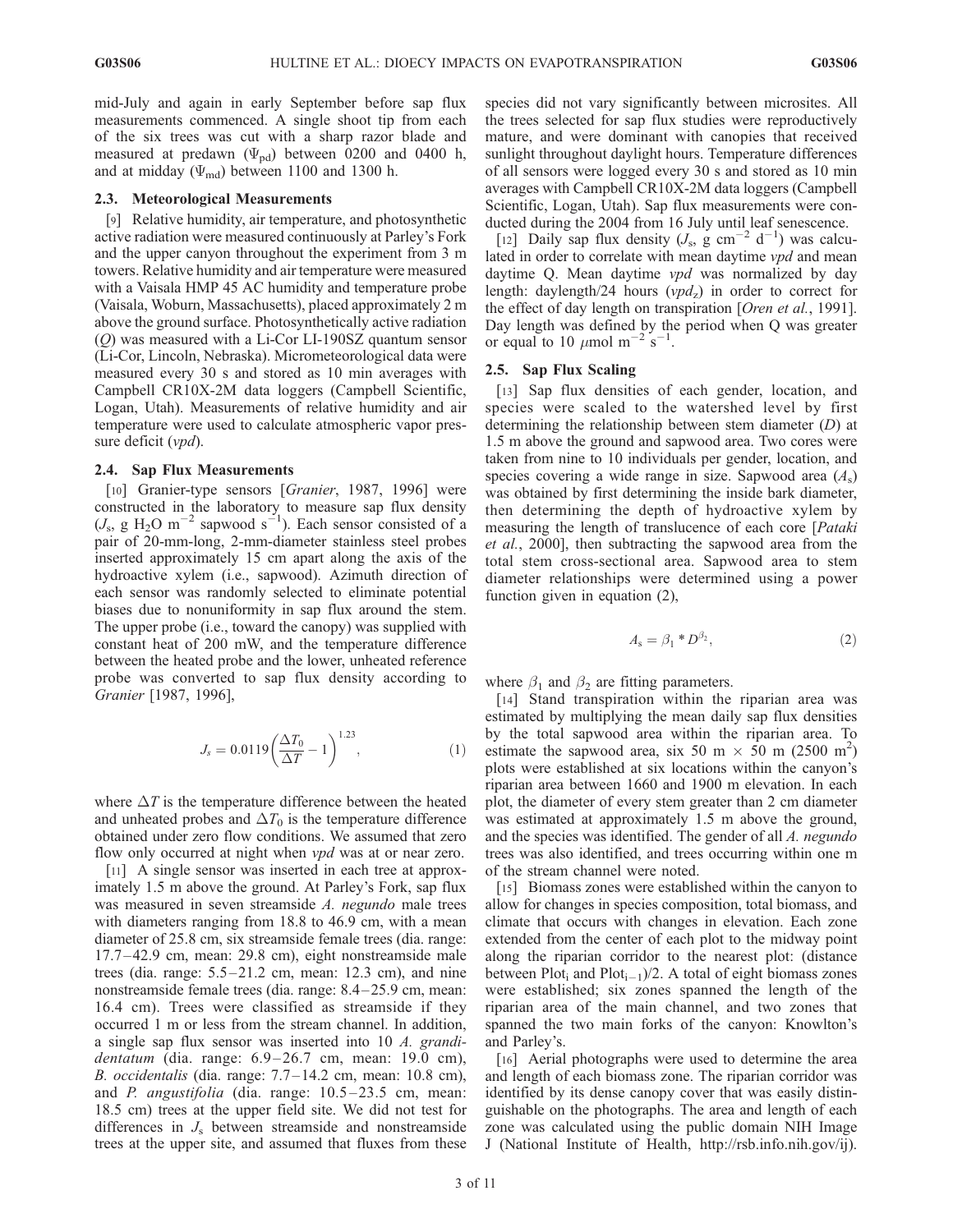mid-July and again in early September before sap flux measurements commenced. A single shoot tip from each of the six trees was cut with a sharp razor blade and measured at predawn ($\Psi_{pd}$) between 0200 and 0400 h, and at midday ($\Psi_{md}$) between 1100 and 1300 h.

### 2.3. Meteorological Measurements

[9] Relative humidity, air temperature, and photosynthetic active radiation were measured continuously at Parley's Fork and the upper canyon throughout the experiment from 3 m towers. Relative humidity and air temperature were measured with a Vaisala HMP 45 AC humidity and temperature probe (Vaisala, Woburn, Massachusetts), placed approximately 2 m above the ground surface. Photosynthetically active radiation ($Q$) was measured with a Li-Cor LI-190SZ quantum sensor (Li-Cor, Lincoln, Nebraska). Micrometeorological data were measured every 30 s and stored as 10 min averages with Campbell CR10X-2M data loggers (Campbell Scientific, Logan, Utah). Measurements of relative humidity and air temperature were used to calculate atmospheric vapor pressure deficit (*vpd*).

### 2.4. Sap Flux Measurements

[10] Granier-type sensors [*Granier*, 1987, 1996] were constructed in the laboratory to measure sap flux density ($J_s$, g $H_2O$ $m^{-2}$ sapwood $s^{-1}$). Each sensor consisted of a pair of 20-mm-long, 2-mm-diameter stainless steel probes inserted approximately 15 cm apart along the axis of the hydroactive xylem (i.e., sapwood). Azimuth direction of each sensor was randomly selected to eliminate potential biases due to nonuniformity in sap flux around the stem. The upper probe (i.e., toward the canopy) was supplied with constant heat of 200 mW, and the temperature difference between the heated probe and the lower, unheated reference probe was converted to sap flux density according to *Granier* [1987, 1996],

$$J_s = 0.0119\left(\frac{\Delta T_0}{\Delta T} - 1\right)^{1.23}, \tag{1}$$

where $\Delta T$ is the temperature difference between the heated and unheated probes and $\Delta T_0$ is the temperature difference obtained under zero flow conditions. We assumed that zero flow only occurred at night when *vpd* was at or near zero.

[11] A single sensor was inserted in each tree at approximately 1.5 m above the ground. At Parley's Fork, sap flux was measured in seven streamside *A. negundo* male trees with diameters ranging from 18.8 to 46.9 cm, with a mean diameter of 25.8 cm, six streamside female trees (dia. range: 17.7–42.9 cm, mean: 29.8 cm), eight nonstreamside male trees (dia. range: 5.5–21.2 cm, mean: 12.3 cm), and nine nonstreamside female trees (dia. range: 8.4–25.9 cm, mean: 16.4 cm). Trees were classified as streamside if they occurred 1 m or less from the stream channel. In addition, a single sap flux sensor was inserted into 10 *A. grandidentatum* (dia. range: 6.9–26.7 cm, mean: 19.0 cm), *B. occidentalis* (dia. range: 7.7–14.2 cm, mean: 10.8 cm), and *P. angustifolia* (dia. range: 10.5–23.5 cm, mean: 18.5 cm) trees at the upper field site. We did not test for differences in $J_s$ between streamside and nonstreamside trees at the upper site, and assumed that fluxes from these species did not vary significantly between microsites. All the trees selected for sap flux studies were reproductively mature, and were dominant with canopies that received sunlight throughout daylight hours. Temperature differences of all sensors were logged every 30 s and stored as 10 min averages with Campbell CR10X-2M data loggers (Campbell Scientific, Logan, Utah). Sap flux measurements were conducted during the 2004 from 16 July until leaf senescence.

[12] Daily sap flux density ($J_s$, g $cm^{-2}$ $d^{-1}$) was calculated in order to correlate with mean daytime *vpd* and mean daytime Q. Mean daytime *vpd* was normalized by day length: daylength/24 hours ($vpd_z$) in order to correct for the effect of day length on transpiration [*Oren et al.*, 1991]. Day length was defined by the period when Q was greater or equal to 10 $\mu$mol $m^{-2}$ $s^{-1}$.

### 2.5. Sap Flux Scaling

[13] Sap flux densities of each gender, location, and species were scaled to the watershed level by first determining the relationship between stem diameter ($D$) at 1.5 m above the ground and sapwood area. Two cores were taken from nine to 10 individuals per gender, location, and species covering a wide range in size. Sapwood area ($A_s$) was obtained by first determining the inside bark diameter, then determining the depth of hydroactive xylem by measuring the length of translucence of each core [*Pataki et al.*, 2000], then subtracting the sapwood area from the total stem cross-sectional area. Sapwood area to stem diameter relationships were determined using a power function given in equation (2),

$$A_s = \beta_1 * D^{\beta_2}, \tag{2}$$

where $\beta_1$ and $\beta_2$ are fitting parameters.

[14] Stand transpiration within the riparian area was estimated by multiplying the mean daily sap flux densities by the total sapwood area within the riparian area. To estimate the sapwood area, six 50 m × 50 m (2500 $m^2$) plots were established at six locations within the canyon's riparian area between 1660 and 1900 m elevation. In each plot, the diameter of every stem greater than 2 cm diameter was estimated at approximately 1.5 m above the ground, and the species was identified. The gender of all *A. negundo* trees was also identified, and trees occurring within one m of the stream channel were noted.

[15] Biomass zones were established within the canyon to allow for changes in species composition, total biomass, and climate that occurs with changes in elevation. Each zone extended from the center of each plot to the midway point along the riparian corridor to the nearest plot: (distance between $\text{Plot}_i$ and $\text{Plot}_{i-1}$)/2. A total of eight biomass zones were established; six zones spanned the length of the riparian area of the main channel, and two zones that spanned the two main forks of the canyon: Knowlton's and Parley's.

[16] Aerial photographs were used to determine the area and length of each biomass zone. The riparian corridor was identified by its dense canopy cover that was easily distinguishable on the photographs. The area and length of each zone was calculated using the public domain NIH Image J (National Institute of Health, http://rsb.info.nih.gov/ij).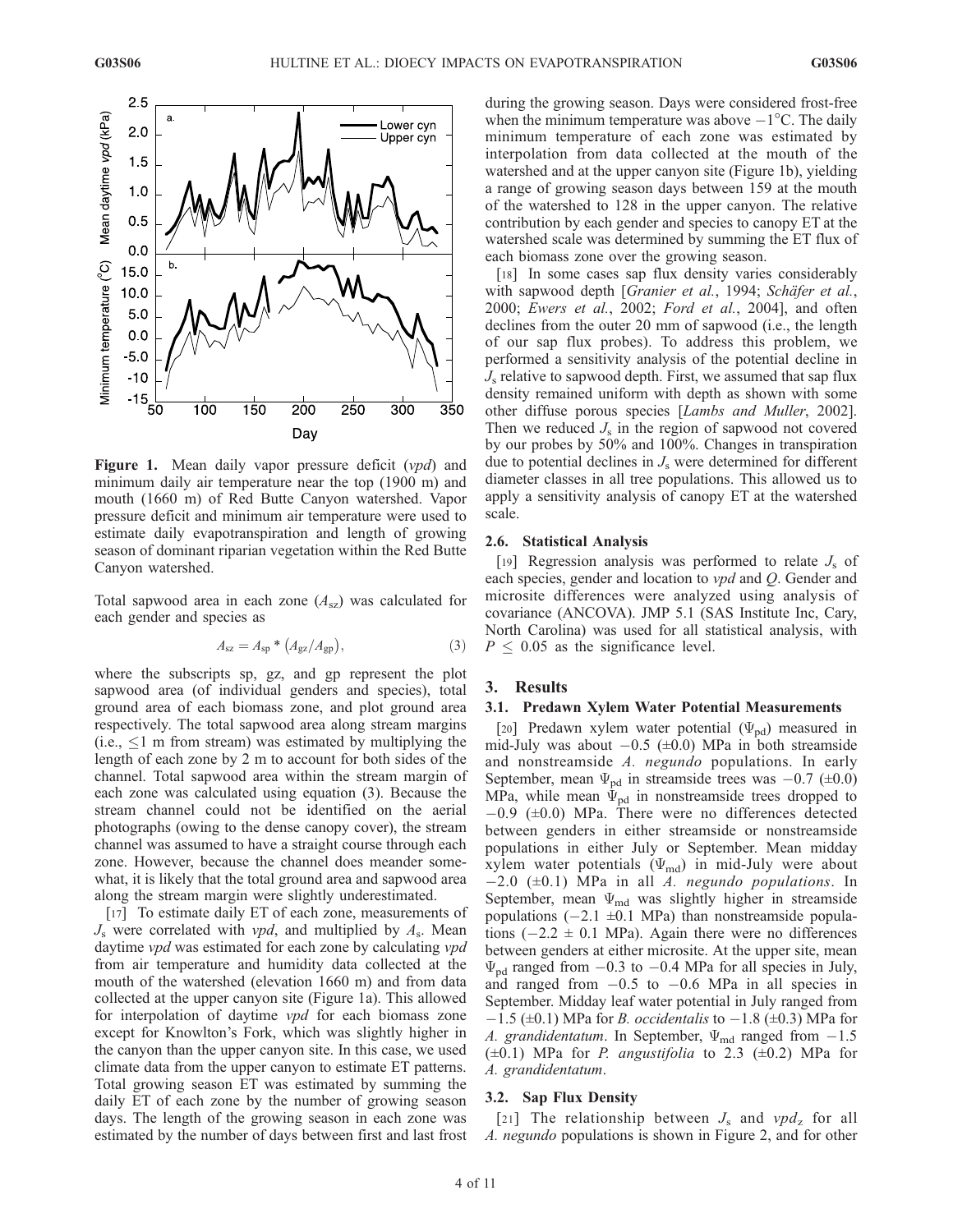**Figure 1.** Mean daily vapor pressure deficit (*vpd*) and minimum daily air temperature near the top (1900 m) and mouth (1660 m) of Red Butte Canyon watershed. Vapor pressure deficit and minimum air temperature were used to estimate daily evapotranspiration and length of growing season of dominant riparian vegetation within the Red Butte Canyon watershed.

Total sapwood area in each zone ($A_{sz}$) was calculated for each gender and species as

$$A_{sz} = A_{sp} * \left(A_{gz}/A_{gp}\right), \tag{3}$$

where the subscripts sp, gz, and gp represent the plot sapwood area (of individual genders and species), total ground area of each biomass zone, and plot ground area respectively. The total sapwood area along stream margins (i.e., $\leq$1 m from stream) was estimated by multiplying the length of each zone by 2 m to account for both sides of the channel. Total sapwood area within the stream margin of each zone was calculated using equation (3). Because the stream channel could not be identified on the aerial photographs (owing to the dense canopy cover), the stream channel was assumed to have a straight course through each zone. However, because the channel does meander somewhat, it is likely that the total ground area and sapwood area along the stream margin were slightly underestimated.

[17] To estimate daily ET of each zone, measurements of $J_s$ were correlated with *vpd*, and multiplied by $A_s$. Mean daytime *vpd* was estimated for each zone by calculating *vpd* from air temperature and humidity data collected at the mouth of the watershed (elevation 1660 m) and from data collected at the upper canyon site (Figure 1a). This allowed for interpolation of daytime *vpd* for each biomass zone except for Knowlton's Fork, which was slightly higher in the canyon than the upper canyon site. In this case, we used climate data from the upper canyon to estimate ET patterns. Total growing season ET was estimated by summing the daily ET of each zone by the number of growing season days. The length of the growing season in each zone was estimated by the number of days between first and last frost during the growing season. Days were considered frost-free when the minimum temperature was above −1°C. The daily minimum temperature of each zone was estimated by interpolation from data collected at the mouth of the watershed and at the upper canyon site (Figure 1b), yielding a range of growing season days between 159 at the mouth of the watershed to 128 in the upper canyon. The relative contribution by each gender and species to canopy ET at the watershed scale was determined by summing the ET flux of each biomass zone over the growing season.

[18] In some cases sap flux density varies considerably with sapwood depth [*Granier et al.*, 1994; *Schäfer et al.*, 2000; *Ewers et al.*, 2002; *Ford et al.*, 2004], and often declines from the outer 20 mm of sapwood (i.e., the length of our sap flux probes). To address this problem, we performed a sensitivity analysis of the potential decline in $J_s$ relative to sapwood depth. First, we assumed that sap flux density remained uniform with depth as shown with some other diffuse porous species [*Lambs and Muller*, 2002]. Then we reduced $J_s$ in the region of sapwood not covered by our probes by 50% and 100%. Changes in transpiration due to potential declines in $J_s$ were determined for different diameter classes in all tree populations. This allowed us to apply a sensitivity analysis of canopy ET at the watershed scale.

### 2.6. Statistical Analysis

[19] Regression analysis was performed to relate $J_s$ of each species, gender and location to *vpd* and *Q*. Gender and microsite differences were analyzed using analysis of covariance (ANCOVA). JMP 5.1 (SAS Institute Inc, Cary, North Carolina) was used for all statistical analysis, with $P \leq 0.05$ as the significance level.

## 3. Results

### 3.1. Predawn Xylem Water Potential Measurements

[20] Predawn xylem water potential ($\Psi_{pd}$) measured in mid-July was about −0.5 (±0.0) MPa in both streamside and nonstreamside *A. negundo* populations. In early September, mean $\Psi_{pd}$ in streamside trees was −0.7 (±0.0) MPa, while mean $\Psi_{pd}$ in nonstreamside trees dropped to −0.9 (±0.0) MPa. There were no differences detected between genders in either streamside or nonstreamside populations in either July or September. Mean midday xylem water potentials ($\Psi_{md}$) in mid-July were about −2.0 (±0.1) MPa in all *A. negundo populations*. In September, mean $\Psi_{md}$ was slightly higher in streamside populations (−2.1 ±0.1 MPa) than nonstreamside populations (−2.2 ± 0.1 MPa). Again there were no differences between genders at either microsite. At the upper site, mean $\Psi_{pd}$ ranged from −0.3 to −0.4 MPa for all species in July, and ranged from −0.5 to −0.6 MPa in all species in September. Midday leaf water potential in July ranged from −1.5 (±0.1) MPa for *B. occidentalis* to −1.8 (±0.3) MPa for *A. grandidentatum*. In September, $\Psi_{md}$ ranged from −1.5 (±0.1) MPa for *P. angustifolia* to 2.3 (±0.2) MPa for *A. grandidentatum*.

### 3.2. Sap Flux Density

[21] The relationship between $J_s$ and $vpd_z$ for all *A. negundo* populations is shown in Figure 2, and for other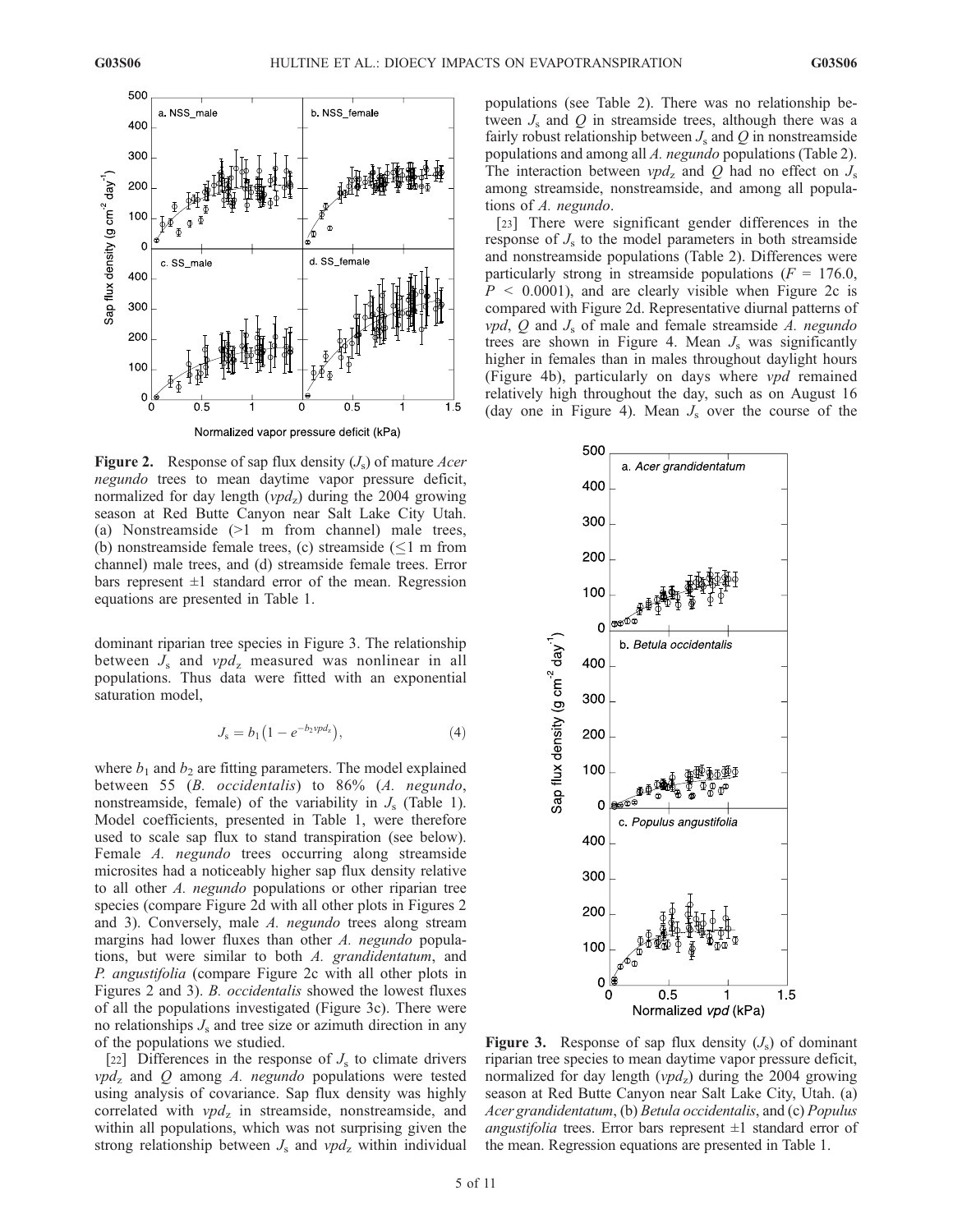**Figure 2.** Response of sap flux density ($J_s$) of mature *Acer negundo* trees to mean daytime vapor pressure deficit, normalized for day length ($vpd_z$) during the 2004 growing season at Red Butte Canyon near Salt Lake City Utah. (a) Nonstreamside (>1 m from channel) male trees, (b) nonstreamside female trees, (c) streamside (≤1 m from channel) male trees, and (d) streamside female trees. Error bars represent ±1 standard error of the mean. Regression equations are presented in Table 1.

dominant riparian tree species in Figure 3. The relationship between $J_s$ and $vpd_z$ measured was nonlinear in all populations. Thus data were fitted with an exponential saturation model,

$$J_s = b_1\left(1 - e^{-b_2 vpd_z}\right), \tag{4}$$

where $b_1$ and $b_2$ are fitting parameters. The model explained between 55 (*B. occidentalis*) to 86% (*A. negundo*, nonstreamside, female) of the variability in $J_s$ (Table 1). Model coefficients, presented in Table 1, were therefore used to scale sap flux to stand transpiration (see below). Female *A. negundo* trees occurring along streamside microsites had a noticeably higher sap flux density relative to all other *A. negundo* populations or other riparian tree species (compare Figure 2d with all other plots in Figures 2 and 3). Conversely, male *A. negundo* trees along stream margins had lower fluxes than other *A. negundo* populations, but were similar to both *A. grandidentatum*, and *P. angustifolia* (compare Figure 2c with all other plots in Figures 2 and 3). *B. occidentalis* showed the lowest fluxes of all the populations investigated (Figure 3c). There were no relationships $J_s$ and tree size or azimuth direction in any of the populations we studied.

[22] Differences in the response of $J_s$ to climate drivers $vpd_z$ and $Q$ among *A. negundo* populations were tested using analysis of covariance. Sap flux density was highly correlated with $vpd_z$ in streamside, nonstreamside, and within all populations, which was not surprising given the strong relationship between $J_s$ and $vpd_z$ within individual populations (see Table 2). There was no relationship between $J_s$ and $Q$ in streamside trees, although there was a fairly robust relationship between $J_s$ and $Q$ in nonstreamside populations and among all *A. negundo* populations (Table 2). The interaction between $vpd_z$ and $Q$ had no effect on $J_s$ among streamside, nonstreamside, and among all populations of *A. negundo*.

[23] There were significant gender differences in the response of $J_s$ to the model parameters in both streamside and nonstreamside populations (Table 2). Differences were particularly strong in streamside populations ($F = 176.0$, $P < 0.0001$), and are clearly visible when Figure 2c is compared with Figure 2d. Representative diurnal patterns of $vpd$, $Q$ and $J_s$ of male and female streamside *A. negundo* trees are shown in Figure 4. Mean $J_s$ was significantly higher in females than in males throughout daylight hours (Figure 4b), particularly on days where $vpd$ remained relatively high throughout the day, such as on August 16 (day one in Figure 4). Mean $J_s$ over the course of the

**Figure 3.** Response of sap flux density ($J_s$) of dominant riparian tree species to mean daytime vapor pressure deficit, normalized for day length ($vpd_z$) during the 2004 growing season at Red Butte Canyon near Salt Lake City, Utah. (a) *Acer grandidentatum*, (b) *Betula occidentalis*, and (c) *Populus angustifolia* trees. Error bars represent ±1 standard error of the mean. Regression equations are presented in Table 1.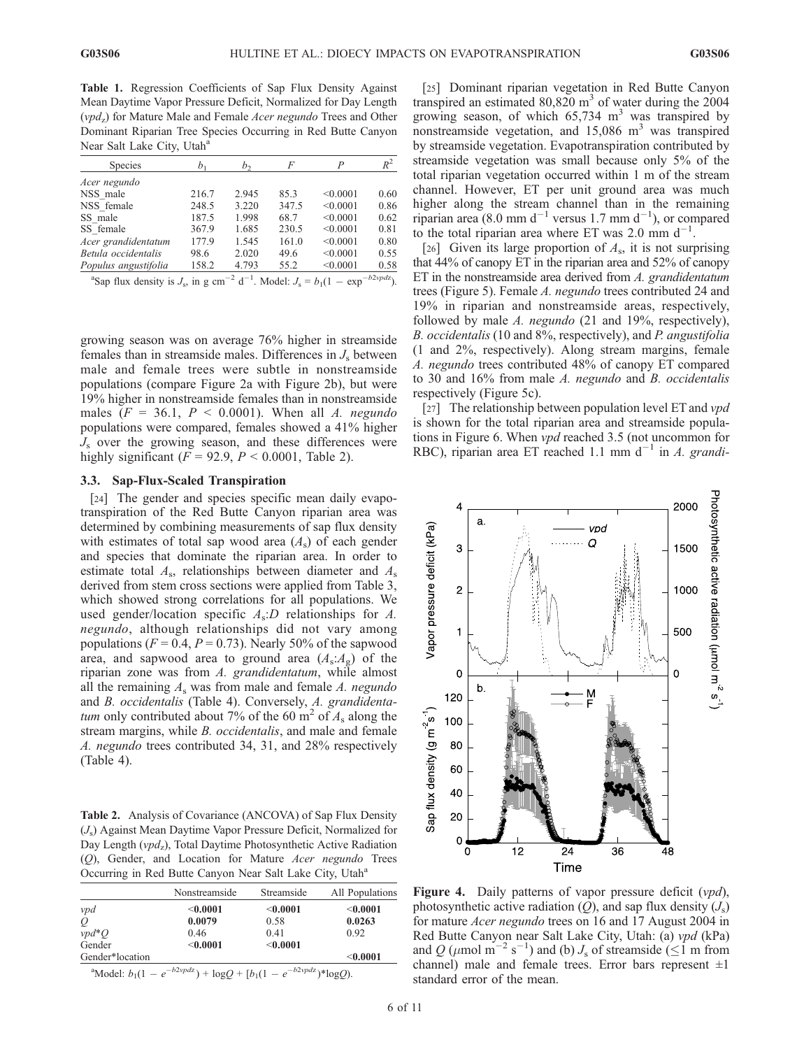**Table 1.** Regression Coefficients of Sap Flux Density Against Mean Daytime Vapor Pressure Deficit, Normalized for Day Length ($vpd_z$) for Mature Male and Female *Acer negundo* Trees and Other Dominant Riparian Tree Species Occurring in Red Butte Canyon Near Salt Lake City, Utah[a]

| Species | $b_1$ | $b_2$ | $F$ | $P$ | $R^2$ |
|---|---|---|---|---|---|
| *Acer negundo* | | | | | |
| NSS_male | 216.7 | 2.945 | 85.3 | <0.0001 | 0.60 |
| NSS_female | 248.5 | 3.220 | 347.5 | <0.0001 | 0.86 |
| SS_male | 187.5 | 1.998 | 68.7 | <0.0001 | 0.62 |
| SS_female | 367.9 | 1.685 | 230.5 | <0.0001 | 0.81 |
| *Acer grandidentatum* | 177.9 | 1.545 | 161.0 | <0.0001 | 0.80 |
| *Betula occidentalis* | 98.6 | 2.020 | 49.6 | <0.0001 | 0.55 |
| *Populus angustifolia* | 158.2 | 4.793 | 55.2 | <0.0001 | 0.58 |

[a]Sap flux density is $J_s$, in g cm$^{-2}$ d$^{-1}$. Model: $J_s = b_1(1 - \exp^{-b2vpdz})$.

growing season was on average 76% higher in streamside females than in streamside males. Differences in $J_s$ between male and female trees were subtle in nonstreamside populations (compare Figure 2a with Figure 2b), but were 19% higher in nonstreamside females than in nonstreamside males ($F = 36.1$, $P < 0.0001$). When all *A. negundo* populations were compared, females showed a 41% higher $J_s$ over the growing season, and these differences were highly significant ($F = 92.9$, $P < 0.0001$, Table 2).

### 3.3. Sap-Flux-Scaled Transpiration

[24] The gender and species specific mean daily evapotranspiration of the Red Butte Canyon riparian area was determined by combining measurements of sap flux density with estimates of total sap wood area ($A_s$) of each gender and species that dominate the riparian area. In order to estimate total $A_s$, relationships between diameter and $A_s$ derived from stem cross sections were applied from Table 3, which showed strong correlations for all populations. We used gender/location specific $A_s$:$D$ relationships for *A. negundo*, although relationships did not vary among populations ($F = 0.4$, $P = 0.73$). Nearly 50% of the sapwood area, and sapwood area to ground area ($A_s$:$A_g$) of the riparian zone was from *A. grandidentatum*, while almost all the remaining $A_s$ was from male and female *A. negundo* and *B. occidentalis* (Table 4). Conversely, *A. grandidentatum* only contributed about 7% of the 60 m$^2$ of $A_s$ along the stream margins, while *B. occidentalis*, and male and female *A. negundo* trees contributed 34, 31, and 28% respectively (Table 4).

**Table 2.** Analysis of Covariance (ANCOVA) of Sap Flux Density ($J_s$) Against Mean Daytime Vapor Pressure Deficit, Normalized for Day Length ($vpd_z$), Total Daytime Photosynthetic Active Radiation ($Q$), Gender, and Location for Mature *Acer negundo* Trees Occurring in Red Butte Canyon Near Salt Lake City, Utah[a]

| | Nonstreamside | Streamside | All Populations |
|---|---|---|---|
| *vpd* | **<0.0001** | **<0.0001** | **<0.0001** |
| *Q* | **0.0079** | 0.58 | **0.0263** |
| *vpd*\**Q* | 0.46 | 0.41 | 0.92 |
| Gender | **<0.0001** | **<0.0001** | |
| Gender*location | | | **<0.0001** |

[a]Model: $b_1(1 - e^{-b2vpdz}) + \log Q + [b_1(1 - e^{-b2vpdz})*\log Q)$.

[25] Dominant riparian vegetation in Red Butte Canyon transpired an estimated 80,820 m$^3$ of water during the 2004 growing season, of which 65,734 m$^3$ was transpired by nonstreamside vegetation, and 15,086 m$^3$ was transpired by streamside vegetation. Evapotranspiration contributed by streamside vegetation was small because only 5% of the total riparian vegetation occurred within 1 m of the stream channel. However, ET per unit ground area was much higher along the stream channel than in the remaining riparian area (8.0 mm d$^{-1}$ versus 1.7 mm d$^{-1}$), or compared to the total riparian area where ET was 2.0 mm d$^{-1}$.

[26] Given its large proportion of $A_s$, it is not surprising that 44% of canopy ET in the riparian area and 52% of canopy ET in the nonstreamside area derived from *A. grandidentatum* trees (Figure 5). Female *A. negundo* trees contributed 24 and 19% in riparian and nonstreamside areas, respectively, followed by male *A. negundo* (21 and 19%, respectively), *B. occidentalis* (10 and 8%, respectively), and *P. angustifolia* (1 and 2%, respectively). Along stream margins, female *A. negundo* trees contributed 48% of canopy ET compared to 30 and 16% from male *A. negundo* and *B. occidentalis* respectively (Figure 5c).

[27] The relationship between population level ET and *vpd* is shown for the total riparian area and streamside populations in Figure 6. When *vpd* reached 3.5 (not uncommon for RBC), riparian area ET reached 1.1 mm d$^{-1}$ in *A. grandi-*

**Figure 4.** Daily patterns of vapor pressure deficit (*vpd*), photosynthetic active radiation ($Q$), and sap flux density ($J_s$) for mature *Acer negundo* trees on 16 and 17 August 2004 in Red Butte Canyon near Salt Lake City, Utah: (a) *vpd* (kPa) and $Q$ ($\mu$mol m$^{-2}$ s$^{-1}$) and (b) $J_s$ of streamside ($\leq$1 m from channel) male and female trees. Error bars represent $\pm$1 standard error of the mean.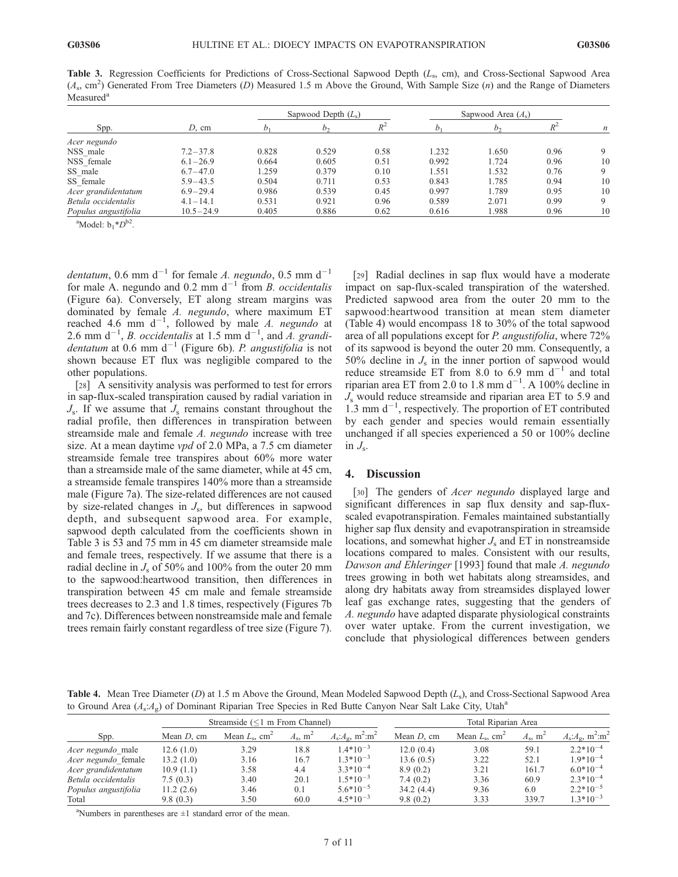**Table 3.** Regression Coefficients for Predictions of Cross-Sectional Sapwood Depth ($L_s$, cm), and Cross-Sectional Sapwood Area ($A_s$, cm$^2$) Generated From Tree Diameters ($D$) Measured 1.5 m Above the Ground, With Sample Size ($n$) and the Range of Diameters Measured[a]

| Spp. | $D$, cm | Sapwood Depth ($L_s$) $b_1$ | $b_2$ | $R^2$ | Sapwood Area ($A_s$) $b_1$ | $b_2$ | $R^2$ | $n$ |
|---|---|---|---|---|---|---|---|---|
| *Acer negundo* | | | | | | | | |
| NSS_male | 7.2 – 37.8 | 0.828 | 0.529 | 0.58 | 1.232 | 1.650 | 0.96 | 9 |
| NSS_female | 6.1 – 26.9 | 0.664 | 0.605 | 0.51 | 0.992 | 1.724 | 0.96 | 10 |
| SS_male | 6.7 – 47.0 | 1.259 | 0.379 | 0.10 | 1.551 | 1.532 | 0.76 | 9 |
| SS_female | 5.9 – 43.5 | 0.504 | 0.711 | 0.53 | 0.843 | 1.785 | 0.94 | 10 |
| *Acer grandidentatum* | 6.9 – 29.4 | 0.986 | 0.539 | 0.45 | 0.997 | 1.789 | 0.95 | 10 |
| *Betula occidentalis* | 4.1 – 14.1 | 0.531 | 0.921 | 0.96 | 0.589 | 2.071 | 0.99 | 9 |
| *Populus angustifolia* | 10.5 – 24.9 | 0.405 | 0.886 | 0.62 | 0.616 | 1.988 | 0.96 | 10 |

[a]Model: $b_1*D^{b_2}$.

*dentatum*, 0.6 mm d$^{-1}$ for female *A. negundo*, 0.5 mm d$^{-1}$ for male A. negundo and 0.2 mm d$^{-1}$ from *B. occidentalis* (Figure 6a). Conversely, ET along stream margins was dominated by female *A. negundo*, where maximum ET reached 4.6 mm d$^{-1}$, followed by male *A. negundo* at 2.6 mm d$^{-1}$, *B. occidentalis* at 1.5 mm d$^{-1}$, and *A. grandidentatum* at 0.6 mm d$^{-1}$ (Figure 6b). *P. angustifolia* is not shown because ET flux was negligible compared to the other populations.

[28] A sensitivity analysis was performed to test for errors in sap-flux-scaled transpiration caused by radial variation in $J_s$. If we assume that $J_s$ remains constant throughout the radial profile, then differences in transpiration between streamside male and female *A. negundo* increase with tree size. At a mean daytime *vpd* of 2.0 MPa, a 7.5 cm diameter streamside female tree transpires about 60% more water than a streamside male of the same diameter, while at 45 cm, a streamside female transpires 140% more than a streamside male (Figure 7a). The size-related differences are not caused by size-related changes in $J_s$, but differences in sapwood depth, and subsequent sapwood area. For example, sapwood depth calculated from the coefficients shown in Table 3 is 53 and 75 mm in 45 cm diameter streamside male and female trees, respectively. If we assume that there is a radial decline in $J_s$ of 50% and 100% from the outer 20 mm to the sapwood:heartwood transition, then differences in transpiration between 45 cm male and female streamside trees decreases to 2.3 and 1.8 times, respectively (Figures 7b and 7c). Differences between nonstreamside male and female trees remain fairly constant regardless of tree size (Figure 7).

[29] Radial declines in sap flux would have a moderate impact on sap-flux-scaled transpiration of the watershed. Predicted sapwood area from the outer 20 mm to the sapwood:heartwood transition at mean stem diameter (Table 4) would encompass 18 to 30% of the total sapwood area of all populations except for *P. angustifolia*, where 72% of its sapwood is beyond the outer 20 mm. Consequently, a 50% decline in $J_s$ in the inner portion of sapwood would reduce streamside ET from 8.0 to 6.9 mm d$^{-1}$ and total riparian area ET from 2.0 to 1.8 mm d$^{-1}$. A 100% decline in $J_s$ would reduce streamside and riparian area ET to 5.9 and 1.3 mm d$^{-1}$, respectively. The proportion of ET contributed by each gender and species would remain essentially unchanged if all species experienced a 50 or 100% decline in $J_s$.

## 4. Discussion

[30] The genders of *Acer negundo* displayed large and significant differences in sap flux density and sap-flux-scaled evapotranspiration. Females maintained substantially higher sap flux density and evapotranspiration in streamside locations, and somewhat higher $J_s$ and ET in nonstreamside locations compared to males. Consistent with our results, *Dawson and Ehleringer* [1993] found that male *A. negundo* trees growing in both wet habitats along streamsides, and along dry habitats away from streamsides displayed lower leaf gas exchange rates, suggesting that the genders of *A. negundo* have adapted disparate physiological constraints over water uptake. From the current investigation, we conclude that physiological differences between genders

**Table 4.** Mean Tree Diameter ($D$) at 1.5 m Above the Ground, Mean Modeled Sapwood Depth ($L_s$), and Cross-Sectional Sapwood Area to Ground Area ($A_s$:$A_g$) of Dominant Riparian Tree Species in Red Butte Canyon Near Salt Lake City, Utah[a]

| Spp. | Streamside (≤1 m From Channel) Mean $D$, cm | Mean $L_s$, cm$^2$ | $A_s$, m$^2$ | $A_s$:$A_g$, m$^2$:m$^2$ | Total Riparian Area Mean $D$, cm | Mean $L_s$, cm$^2$ | $A_s$, m$^2$ | $A_s$:$A_g$, m$^2$:m$^2$ |
|---|---|---|---|---|---|---|---|---|
| *Acer negundo*_male | 12.6 (1.0) | 3.29 | 18.8 | $1.4*10^{-3}$ | 12.0 (0.4) | 3.08 | 59.1 | $2.2*10^{-4}$ |
| *Acer negundo*_female | 13.2 (1.0) | 3.16 | 16.7 | $1.3*10^{-3}$ | 13.6 (0.5) | 3.22 | 52.1 | $1.9*10^{-4}$ |
| *Acer grandidentatum* | 10.9 (1.1) | 3.58 | 4.4 | $3.3*10^{-4}$ | 8.9 (0.2) | 3.21 | 161.7 | $6.0*10^{-4}$ |
| *Betula occidentalis* | 7.5 (0.3) | 3.40 | 20.1 | $1.5*10^{-3}$ | 7.4 (0.2) | 3.36 | 60.9 | $2.3*10^{-4}$ |
| *Populus angustifolia* | 11.2 (2.6) | 3.46 | 0.1 | $5.6*10^{-5}$ | 34.2 (4.4) | 9.36 | 6.0 | $2.2*10^{-5}$ |
| Total | 9.8 (0.3) | 3.50 | 60.0 | $4.5*10^{-3}$ | 9.8 (0.2) | 3.33 | 339.7 | $1.3*10^{-3}$ |

[a]Numbers in parentheses are ±1 standard error of the mean.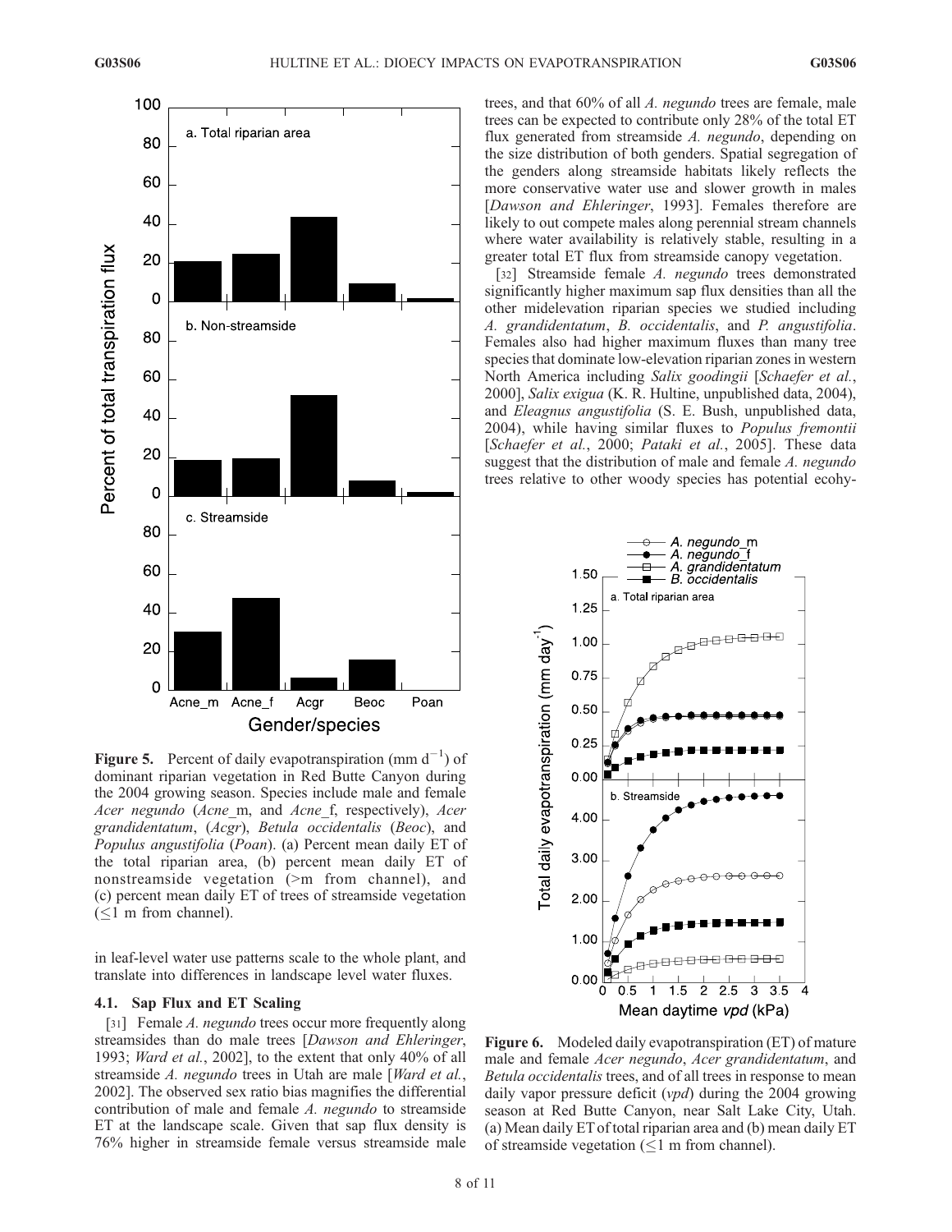**Figure 5.** Percent of daily evapotranspiration (mm $d^{-1}$) of dominant riparian vegetation in Red Butte Canyon during the 2004 growing season. Species include male and female *Acer negundo* (*Acne*_m, and *Acne*_f, respectively), *Acer grandidentatum*, (*Acgr*), *Betula occidentalis* (*Beoc*), and *Populus angustifolia* (*Poan*). (a) Percent mean daily ET of the total riparian area, (b) percent mean daily ET of nonstreamside vegetation (>m from channel), and (c) percent mean daily ET of trees of streamside vegetation (≤1 m from channel).

in leaf-level water use patterns scale to the whole plant, and translate into differences in landscape level water fluxes.

### 4.1. Sap Flux and ET Scaling

[31] Female *A. negundo* trees occur more frequently along streamsides than do male trees [*Dawson and Ehleringer*, 1993; *Ward et al.*, 2002], to the extent that only 40% of all streamside *A. negundo* trees in Utah are male [*Ward et al.*, 2002]. The observed sex ratio bias magnifies the differential contribution of male and female *A. negundo* to streamside ET at the landscape scale. Given that sap flux density is 76% higher in streamside female versus streamside male trees, and that 60% of all *A. negundo* trees are female, male trees can be expected to contribute only 28% of the total ET flux generated from streamside *A. negundo*, depending on the size distribution of both genders. Spatial segregation of the genders along streamside habitats likely reflects the more conservative water use and slower growth in males [*Dawson and Ehleringer*, 1993]. Females therefore are likely to out compete males along perennial stream channels where water availability is relatively stable, resulting in a greater total ET flux from streamside canopy vegetation.

[32] Streamside female *A. negundo* trees demonstrated significantly higher maximum sap flux densities than all the other midelevation riparian species we studied including *A. grandidentatum*, *B. occidentalis*, and *P. angustifolia*. Females also had higher maximum fluxes than many tree species that dominate low-elevation riparian zones in western North America including *Salix goodingii* [*Schaefer et al.*, 2000], *Salix exigua* (K. R. Hultine, unpublished data, 2004), and *Eleagnus angustifolia* (S. E. Bush, unpublished data, 2004), while having similar fluxes to *Populus fremontii* [*Schaefer et al.*, 2000; *Pataki et al.*, 2005]. These data suggest that the distribution of male and female *A. negundo* trees relative to other woody species has potential ecohy-

**Figure 6.** Modeled daily evapotranspiration (ET) of mature male and female *Acer negundo*, *Acer grandidentatum*, and *Betula occidentalis* trees, and of all trees in response to mean daily vapor pressure deficit (*vpd*) during the 2004 growing season at Red Butte Canyon, near Salt Lake City, Utah. (a) Mean daily ET of total riparian area and (b) mean daily ET of streamside vegetation (≤1 m from channel).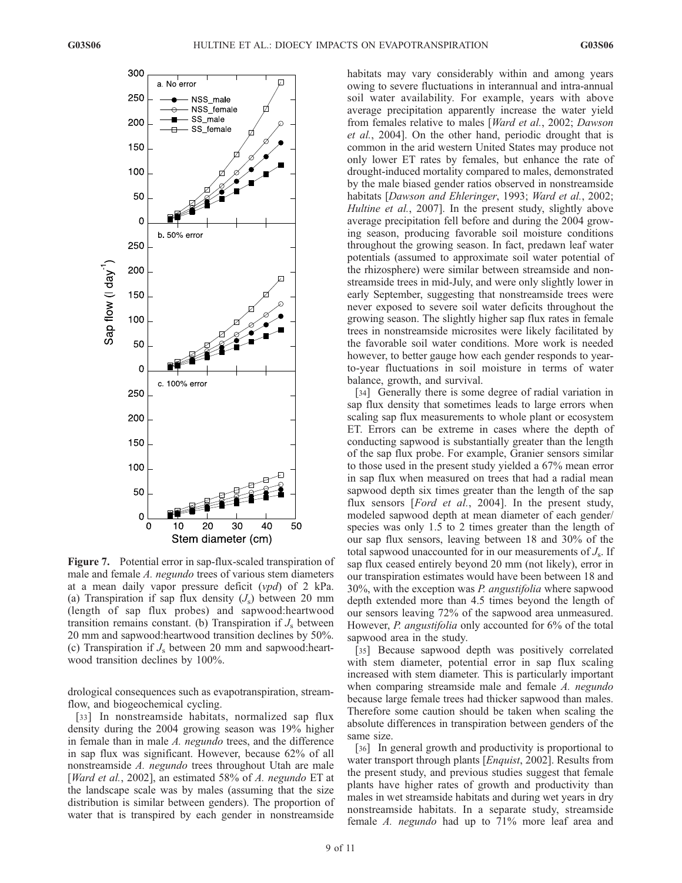**Figure 7.** Potential error in sap-flux-scaled transpiration of male and female *A. negundo* trees of various stem diameters at a mean daily vapor pressure deficit (*vpd*) of 2 kPa. (a) Transpiration if sap flux density ($J_s$) between 20 mm (length of sap flux probes) and sapwood:heartwood transition remains constant. (b) Transpiration if $J_s$ between 20 mm and sapwood:heartwood transition declines by 50%. (c) Transpiration if $J_s$ between 20 mm and sapwood:heartwood transition declines by 100%.

drological consequences such as evapotranspiration, streamflow, and biogeochemical cycling.

[33] In nonstreamside habitats, normalized sap flux density during the 2004 growing season was 19% higher in female than in male *A. negundo* trees, and the difference in sap flux was significant. However, because 62% of all nonstreamside *A. negundo* trees throughout Utah are male [*Ward et al.*, 2002], an estimated 58% of *A. negundo* ET at the landscape scale was by males (assuming that the size distribution is similar between genders). The proportion of water that is transpired by each gender in nonstreamside habitats may vary considerably within and among years owing to severe fluctuations in interannual and intra-annual soil water availability. For example, years with above average precipitation apparently increase the water yield from females relative to males [*Ward et al.*, 2002; *Dawson et al.*, 2004]. On the other hand, periodic drought that is common in the arid western United States may produce not only lower ET rates by females, but enhance the rate of drought-induced mortality compared to males, demonstrated by the male biased gender ratios observed in nonstreamside habitats [*Dawson and Ehleringer*, 1993; *Ward et al.*, 2002; *Hultine et al.*, 2007]. In the present study, slightly above average precipitation fell before and during the 2004 growing season, producing favorable soil moisture conditions throughout the growing season. In fact, predawn leaf water potentials (assumed to approximate soil water potential of the rhizosphere) were similar between streamside and nonstreamside trees in mid-July, and were only slightly lower in early September, suggesting that nonstreamside trees were never exposed to severe soil water deficits throughout the growing season. The slightly higher sap flux rates in female trees in nonstreamside microsites were likely facilitated by the favorable soil water conditions. More work is needed however, to better gauge how each gender responds to year-to-year fluctuations in soil moisture in terms of water balance, growth, and survival.

[34] Generally there is some degree of radial variation in sap flux density that sometimes leads to large errors when scaling sap flux measurements to whole plant or ecosystem ET. Errors can be extreme in cases where the depth of conducting sapwood is substantially greater than the length of the sap flux probe. For example, Granier sensors similar to those used in the present study yielded a 67% mean error in sap flux when measured on trees that had a radial mean sapwood depth six times greater than the length of the sap flux sensors [*Ford et al.*, 2004]. In the present study, modeled sapwood depth at mean diameter of each gender/species was only 1.5 to 2 times greater than the length of our sap flux sensors, leaving between 18 and 30% of the total sapwood unaccounted for in our measurements of $J_s$. If sap flux ceased entirely beyond 20 mm (not likely), error in our transpiration estimates would have been between 18 and 30%, with the exception was *P. angustifolia* where sapwood depth extended more than 4.5 times beyond the length of our sensors leaving 72% of the sapwood area unmeasured. However, *P. angustifolia* only accounted for 6% of the total sapwood area in the study.

[35] Because sapwood depth was positively correlated with stem diameter, potential error in sap flux scaling increased with stem diameter. This is particularly important when comparing streamside male and female *A. negundo* because large female trees had thicker sapwood than males. Therefore some caution should be taken when scaling the absolute differences in transpiration between genders of the same size.

[36] In general growth and productivity is proportional to water transport through plants [*Enquist*, 2002]. Results from the present study, and previous studies suggest that female plants have higher rates of growth and productivity than males in wet streamside habitats and during wet years in dry nonstreamside habitats. In a separate study, streamside female *A. negundo* had up to 71% more leaf area and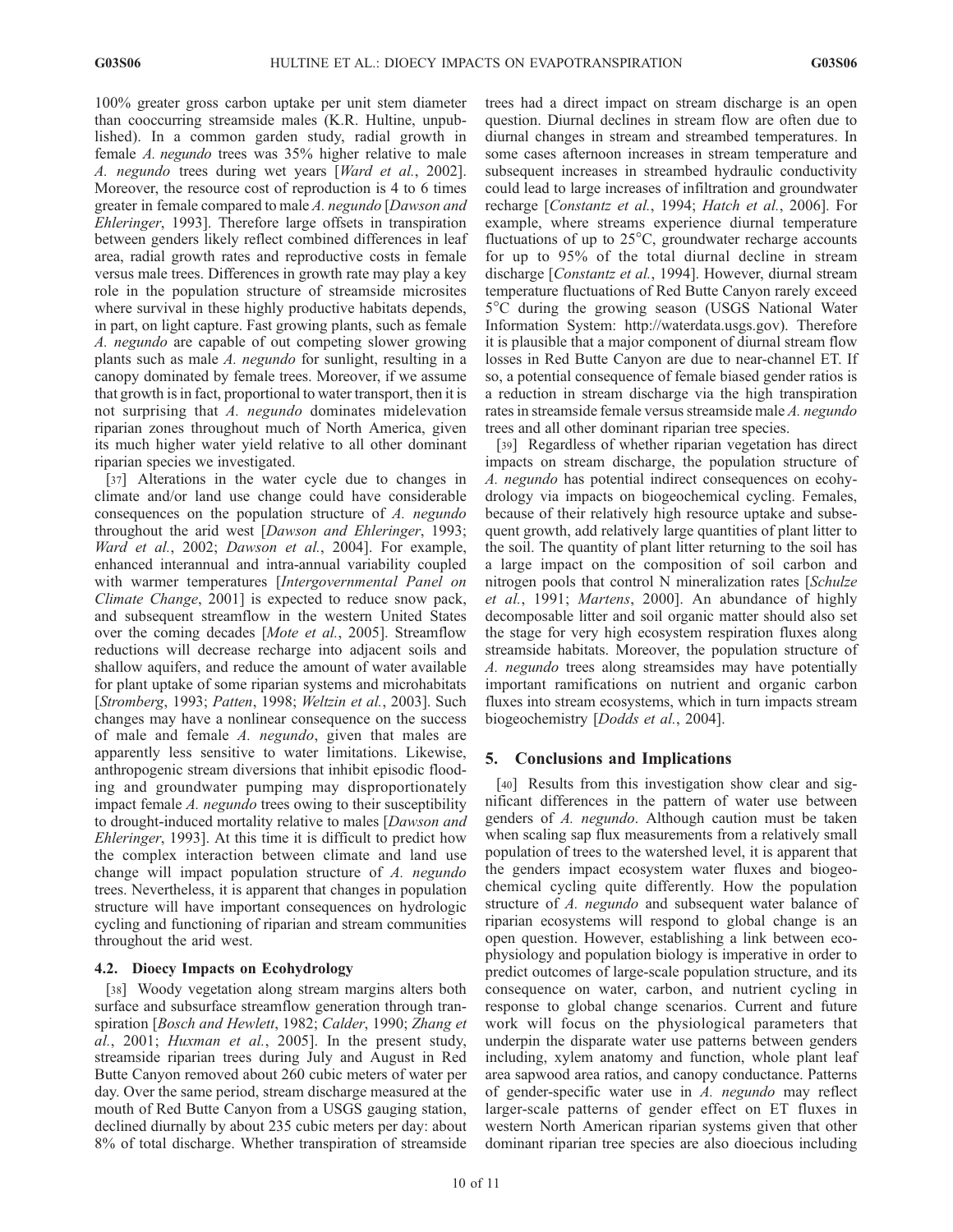100% greater gross carbon uptake per unit stem diameter than cooccurring streamside males (K.R. Hultine, unpublished). In a common garden study, radial growth in female *A. negundo* trees was 35% higher relative to male *A. negundo* trees during wet years [*Ward et al.*, 2002]. Moreover, the resource cost of reproduction is 4 to 6 times greater in female compared to male *A. negundo* [*Dawson and Ehleringer*, 1993]. Therefore large offsets in transpiration between genders likely reflect combined differences in leaf area, radial growth rates and reproductive costs in female versus male trees. Differences in growth rate may play a key role in the population structure of streamside microsites where survival in these highly productive habitats depends, in part, on light capture. Fast growing plants, such as female *A. negundo* are capable of out competing slower growing plants such as male *A. negundo* for sunlight, resulting in a canopy dominated by female trees. Moreover, if we assume that growth is in fact, proportional to water transport, then it is not surprising that *A. negundo* dominates midelevation riparian zones throughout much of North America, given its much higher water yield relative to all other dominant riparian species we investigated.

[37] Alterations in the water cycle due to changes in climate and/or land use change could have considerable consequences on the population structure of *A. negundo* throughout the arid west [*Dawson and Ehleringer*, 1993; *Ward et al.*, 2002; *Dawson et al.*, 2004]. For example, enhanced interannual and intra-annual variability coupled with warmer temperatures [*Intergovernmental Panel on Climate Change*, 2001] is expected to reduce snow pack, and subsequent streamflow in the western United States over the coming decades [*Mote et al.*, 2005]. Streamflow reductions will decrease recharge into adjacent soils and shallow aquifers, and reduce the amount of water available for plant uptake of some riparian systems and microhabitats [*Stromberg*, 1993; *Patten*, 1998; *Weltzin et al.*, 2003]. Such changes may have a nonlinear consequence on the success of male and female *A. negundo*, given that males are apparently less sensitive to water limitations. Likewise, anthropogenic stream diversions that inhibit episodic flooding and groundwater pumping may disproportionately impact female *A. negundo* trees owing to their susceptibility to drought-induced mortality relative to males [*Dawson and Ehleringer*, 1993]. At this time it is difficult to predict how the complex interaction between climate and land use change will impact population structure of *A. negundo* trees. Nevertheless, it is apparent that changes in population structure will have important consequences on hydrologic cycling and functioning of riparian and stream communities throughout the arid west.

### 4.2. Dioecy Impacts on Ecohydrology

[38] Woody vegetation along stream margins alters both surface and subsurface streamflow generation through transpiration [*Bosch and Hewlett*, 1982; *Calder*, 1990; *Zhang et al.*, 2001; *Huxman et al.*, 2005]. In the present study, streamside riparian trees during July and August in Red Butte Canyon removed about 260 cubic meters of water per day. Over the same period, stream discharge measured at the mouth of Red Butte Canyon from a USGS gauging station, declined diurnally by about 235 cubic meters per day: about 8% of total discharge. Whether transpiration of streamside trees had a direct impact on stream discharge is an open question. Diurnal declines in stream flow are often due to diurnal changes in stream and streambed temperatures. In some cases afternoon increases in stream temperature and subsequent increases in streambed hydraulic conductivity could lead to large increases of infiltration and groundwater recharge [*Constantz et al.*, 1994; *Hatch et al.*, 2006]. For example, where streams experience diurnal temperature fluctuations of up to 25°C, groundwater recharge accounts for up to 95% of the total diurnal decline in stream discharge [*Constantz et al.*, 1994]. However, diurnal stream temperature fluctuations of Red Butte Canyon rarely exceed 5°C during the growing season (USGS National Water Information System: http://waterdata.usgs.gov). Therefore it is plausible that a major component of diurnal stream flow losses in Red Butte Canyon are due to near-channel ET. If so, a potential consequence of female biased gender ratios is a reduction in stream discharge via the high transpiration rates in streamside female versus streamside male *A. negundo* trees and all other dominant riparian tree species.

[39] Regardless of whether riparian vegetation has direct impacts on stream discharge, the population structure of *A. negundo* has potential indirect consequences on ecohydrology via impacts on biogeochemical cycling. Females, because of their relatively high resource uptake and subsequent growth, add relatively large quantities of plant litter to the soil. The quantity of plant litter returning to the soil has a large impact on the composition of soil carbon and nitrogen pools that control N mineralization rates [*Schulze et al.*, 1991; *Martens*, 2000]. An abundance of highly decomposable litter and soil organic matter should also set the stage for very high ecosystem respiration fluxes along streamside habitats. Moreover, the population structure of *A. negundo* trees along streamsides may have potentially important ramifications on nutrient and organic carbon fluxes into stream ecosystems, which in turn impacts stream biogeochemistry [*Dodds et al.*, 2004].

## 5. Conclusions and Implications

[40] Results from this investigation show clear and significant differences in the pattern of water use between genders of *A. negundo*. Although caution must be taken when scaling sap flux measurements from a relatively small population of trees to the watershed level, it is apparent that the genders impact ecosystem water fluxes and biogeochemical cycling quite differently. How the population structure of *A. negundo* and subsequent water balance of riparian ecosystems will respond to global change is an open question. However, establishing a link between ecophysiology and population biology is imperative in order to predict outcomes of large-scale population structure, and its consequence on water, carbon, and nutrient cycling in response to global change scenarios. Current and future work will focus on the physiological parameters that underpin the disparate water use patterns between genders including, xylem anatomy and function, whole plant leaf area sapwood area ratios, and canopy conductance. Patterns of gender-specific water use in *A. negundo* may reflect larger-scale patterns of gender effect on ET fluxes in western North American riparian systems given that other dominant riparian tree species are also dioecious including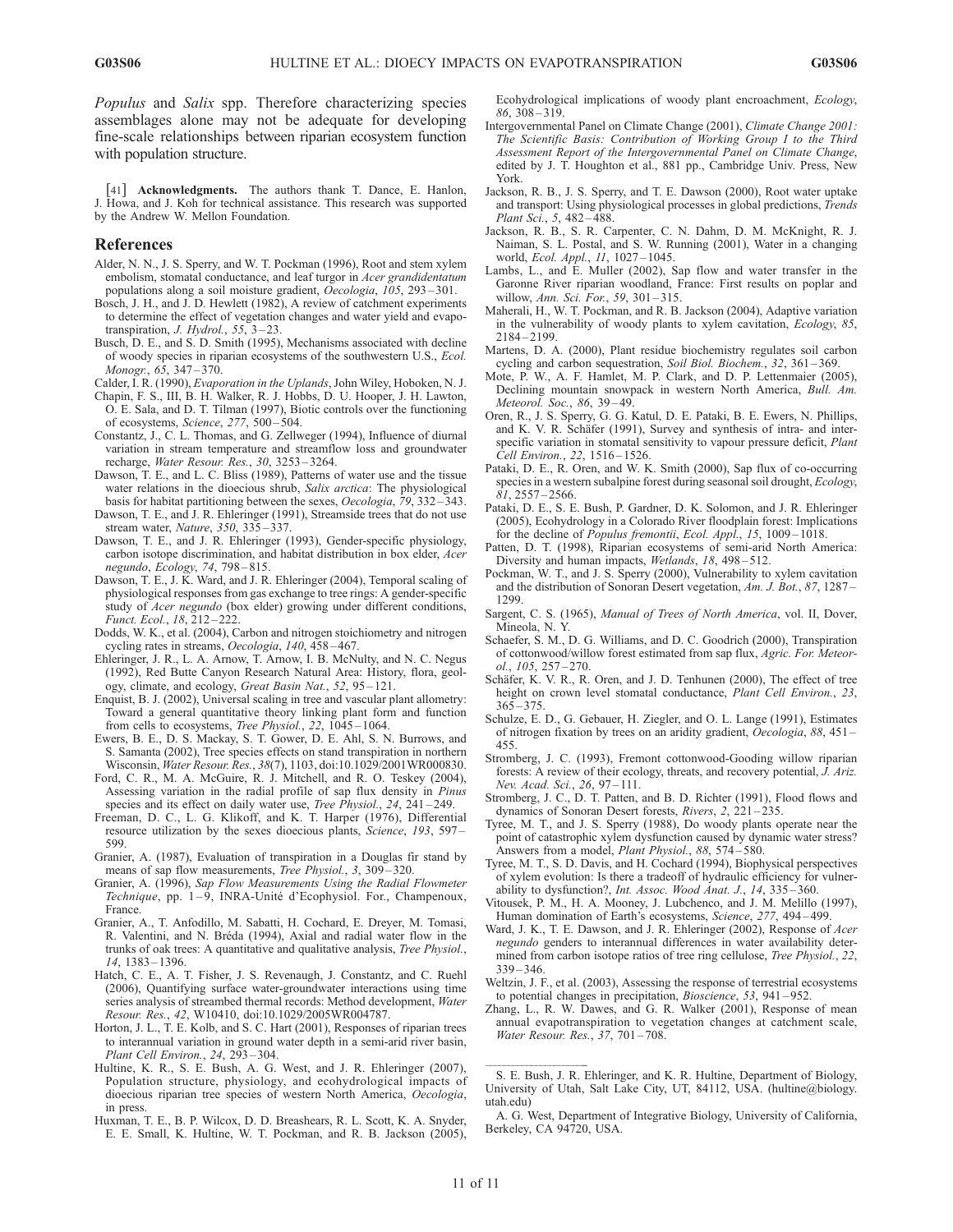*Populus* and *Salix* spp. Therefore characterizing species assemblages alone may not be adequate for developing fine-scale relationships between riparian ecosystem function with population structure.

[41] **Acknowledgments.** The authors thank T. Dance, E. Hanlon, J. Howa, and J. Koh for technical assistance. This research was supported by the Andrew W. Mellon Foundation.

## References

Alder, N. N., J. S. Sperry, and W. T. Pockman (1996), Root and stem xylem embolism, stomatal conductance, and leaf turgor in *Acer grandidentatum* populations along a soil moisture gradient, *Oecologia*, *105*, 293–301.

Bosch, J. H., and J. D. Hewlett (1982), A review of catchment experiments to determine the effect of vegetation changes and water yield and evapotranspiration, *J. Hydrol.*, *55*, 3–23.

Busch, D. E., and S. D. Smith (1995), Mechanisms associated with decline of woody species in riparian ecosystems of the southwestern U.S., *Ecol. Monogr.*, *65*, 347–370.

Calder, I. R. (1990), *Evaporation in the Uplands*, John Wiley, Hoboken, N. J.

Chapin, F. S., III, B. H. Walker, R. J. Hobbs, D. U. Hooper, J. H. Lawton, O. E. Sala, and D. T. Tilman (1997), Biotic controls over the functioning of ecosystems, *Science*, *277*, 500–504.

Constantz, J., C. L. Thomas, and G. Zellweger (1994), Influence of diurnal variation in stream temperature and streamflow loss and groundwater recharge, *Water Resour. Res.*, *30*, 3253–3264.

Dawson, T. E., and L. C. Bliss (1989), Patterns of water use and the tissue water relations in the dioecious shrub, *Salix arctica*: The physiological basis for habitat partitioning between the sexes, *Oecologia*, *79*, 332–343.

Dawson, T. E., and J. R. Ehleringer (1991), Streamside trees that do not use stream water, *Nature*, *350*, 335–337.

Dawson, T. E., and J. R. Ehleringer (1993), Gender-specific physiology, carbon isotope discrimination, and habitat distribution in box elder, *Acer negundo*, *Ecology*, *74*, 798–815.

Dawson, T. E., J. K. Ward, and J. R. Ehleringer (2004), Temporal scaling of physiological responses from gas exchange to tree rings: A gender-specific study of *Acer negundo* (box elder) growing under different conditions, *Funct. Ecol.*, *18*, 212–222.

Dodds, W. K., et al. (2004), Carbon and nitrogen stoichiometry and nitrogen cycling rates in streams, *Oecologia*, *140*, 458–467.

Ehleringer, J. R., L. A. Arnow, T. Arnow, I. B. McNulty, and N. C. Negus (1992), Red Butte Canyon Research Natural Area: History, flora, geology, climate, and ecology, *Great Basin Nat.*, *52*, 95–121.

Enquist, B. J. (2002), Universal scaling in tree and vascular plant allometry: Toward a general quantitative theory linking plant form and function from cells to ecosystems, *Tree Physiol.*, *22*, 1045–1064.

Ewers, B. E., D. S. Mackay, S. T. Gower, D. E. Ahl, S. N. Burrows, and S. Samanta (2002), Tree species effects on stand transpiration in northern Wisconsin, *Water Resour. Res.*, *38*(7), 1103, doi:10.1029/2001WR000830.

Ford, C. R., M. A. McGuire, R. J. Mitchell, and R. O. Teskey (2004), Assessing variation in the radial profile of sap flux density in *Pinus* species and its effect on daily water use, *Tree Physiol.*, *24*, 241–249.

Freeman, D. C., L. G. Klikoff, and K. T. Harper (1976), Differential resource utilization by the sexes dioecious plants, *Science*, *193*, 597–599.

Granier, A. (1987), Evaluation of transpiration in a Douglas fir stand by means of sap flow measurements, *Tree Physiol.*, *3*, 309–320.

Granier, A. (1996), *Sap Flow Measurements Using the Radial Flowmeter Technique*, pp. 1–9, INRA-Unité d'Ecophysiol. For., Champenoux, France.

Granier, A., T. Anfodillo, M. Sabatti, H. Cochard, E. Dreyer, M. Tomasi, R. Valentini, and N. Bréda (1994), Axial and radial water flow in the trunks of oak trees: A quantitative and qualitative analysis, *Tree Physiol.*, *14*, 1383–1396.

Hatch, C. E., A. T. Fisher, J. S. Revenaugh, J. Constantz, and C. Ruehl (2006), Quantifying surface water-groundwater interactions using time series analysis of streambed thermal records: Method development, *Water Resour. Res.*, *42*, W10410, doi:10.1029/2005WR004787.

Horton, J. L., T. E. Kolb, and S. C. Hart (2001), Responses of riparian trees to interannual variation in ground water depth in a semi-arid river basin, *Plant Cell Environ.*, *24*, 293–304.

Hultine, K. R., S. E. Bush, A. G. West, and J. R. Ehleringer (2007), Population structure, physiology, and ecohydrological impacts of dioecious riparian tree species of western North America, *Oecologia*, in press.

Huxman, T. E., B. P. Wilcox, D. D. Breashears, R. L. Scott, K. A. Snyder, E. E. Small, K. Hultine, W. T. Pockman, and R. B. Jackson (2005), Ecohydrological implications of woody plant encroachment, *Ecology*, *86*, 308–319.

Intergovernmental Panel on Climate Change (2001), *Climate Change 2001: The Scientific Basis: Contribution of Working Group I to the Third Assessment Report of the Intergovernmental Panel on Climate Change*, edited by J. T. Houghton et al., 881 pp., Cambridge Univ. Press, New York.

Jackson, R. B., J. S. Sperry, and T. E. Dawson (2000), Root water uptake and transport: Using physiological processes in global predictions, *Trends Plant Sci.*, *5*, 482–488.

Jackson, R. B., S. R. Carpenter, C. N. Dahm, D. M. McKnight, R. J. Naiman, S. L. Postal, and S. W. Running (2001), Water in a changing world, *Ecol. Appl.*, *11*, 1027–1045.

Lambs, L., and E. Muller (2002), Sap flow and water transfer in the Garonne River riparian woodland, France: First results on poplar and willow, *Ann. Sci. For.*, *59*, 301–315.

Maherali, H., W. T. Pockman, and R. B. Jackson (2004), Adaptive variation in the vulnerability of woody plants to xylem cavitation, *Ecology*, *85*, 2184–2199.

Martens, D. A. (2000), Plant residue biochemistry regulates soil carbon cycling and carbon sequestration, *Soil Biol. Biochem.*, *32*, 361–369.

Mote, P. W., A. F. Hamlet, M. P. Clark, and D. P. Lettenmaier (2005), Declining mountain snowpack in western North America, *Bull. Am. Meteorol. Soc.*, *86*, 39–49.

Oren, R., J. S. Sperry, G. G. Katul, D. E. Pataki, B. E. Ewers, N. Phillips, and K. V. R. Schäfer (1991), Survey and synthesis of intra- and interspecific variation in stomatal sensitivity to vapour pressure deficit, *Plant Cell Environ.*, *22*, 1516–1526.

Pataki, D. E., R. Oren, and W. K. Smith (2000), Sap flux of co-occurring species in a western subalpine forest during seasonal soil drought, *Ecology*, *81*, 2557–2566.

Pataki, D. E., S. E. Bush, P. Gardner, D. K. Solomon, and J. R. Ehleringer (2005), Ecohydrology in a Colorado River floodplain forest: Implications for the decline of *Populus fremontii*, *Ecol. Appl.*, *15*, 1009–1018.

Patten, D. T. (1998), Riparian ecosystems of semi-arid North America: Diversity and human impacts, *Wetlands*, *18*, 498–512.

Pockman, W. T., and J. S. Sperry (2000), Vulnerability to xylem cavitation and the distribution of Sonoran Desert vegetation, *Am. J. Bot.*, *87*, 1287–1299.

Sargent, C. S. (1965), *Manual of Trees of North America*, vol. II, Dover, Mineola, N. Y.

Schaefer, S. M., D. G. Williams, and D. C. Goodrich (2000), Transpiration of cottonwood/willow forest estimated from sap flux, *Agric. For. Meteorol.*, *105*, 257–270.

Schäfer, K. V. R., R. Oren, and J. D. Tenhunen (2000), The effect of tree height on crown level stomatal conductance, *Plant Cell Environ.*, *23*, 365–375.

Schulze, E. D., G. Gebauer, H. Ziegler, and O. L. Lange (1991), Estimates of nitrogen fixation by trees on an aridity gradient, *Oecologia*, *88*, 451–455.

Stromberg, J. C. (1993), Fremont cottonwood-Gooding willow riparian forests: A review of their ecology, threats, and recovery potential, *J. Ariz. Nev. Acad. Sci.*, *26*, 97–111.

Stromberg, J. C., D. T. Patten, and B. D. Richter (1991), Flood flows and dynamics of Sonoran Desert forests, *Rivers*, *2*, 221–235.

Tyree, M. T., and J. S. Sperry (1988), Do woody plants operate near the point of catastrophic xylem dysfunction caused by dynamic water stress? Answers from a model, *Plant Physiol.*, *88*, 574–580.

Tyree, M. T., S. D. Davis, and H. Cochard (1994), Biophysical perspectives of xylem evolution: Is there a tradeoff of hydraulic efficiency for vulnerability to dysfunction?, *Int. Assoc. Wood Anat. J.*, *14*, 335–360.

Vitousek, P. M., H. A. Mooney, J. Lubchenco, and J. M. Melillo (1997), Human domination of Earth's ecosystems, *Science*, *277*, 494–499.

Ward, J. K., T. E. Dawson, and J. R. Ehleringer (2002), Response of *Acer negundo* genders to interannual differences in water availability determined from carbon isotope ratios of tree ring cellulose, *Tree Physiol.*, *22*, 339–346.

Weltzin, J. F., et al. (2003), Assessing the response of terrestrial ecosystems to potential changes in precipitation, *Bioscience*, *53*, 941–952.

Zhang, L., R. W. Dawes, and G. R. Walker (2001), Response of mean annual evapotranspiration to vegetation changes at catchment scale, *Water Resour. Res.*, *37*, 701–708.

---

S. E. Bush, J. R. Ehleringer, and K. R. Hultine, Department of Biology, University of Utah, Salt Lake City, UT, 84112, USA. (hultine@biology.utah.edu)

A. G. West, Department of Integrative Biology, University of California, Berkeley, CA 94720, USA.